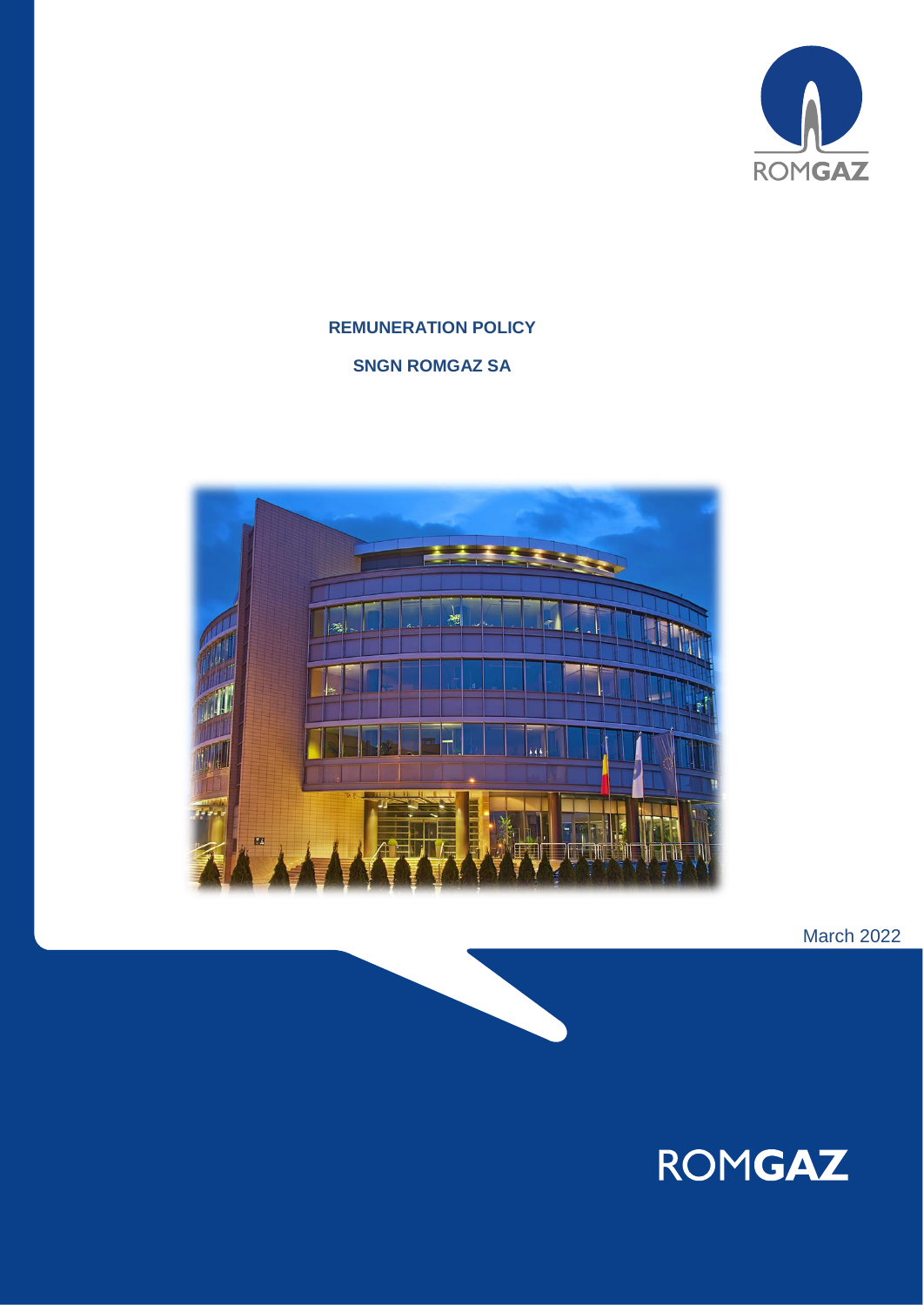ROMGAZ

**REMUNERATION POLICY**

**SNGN ROMGAZ SA**

March 2022

ROMGAZ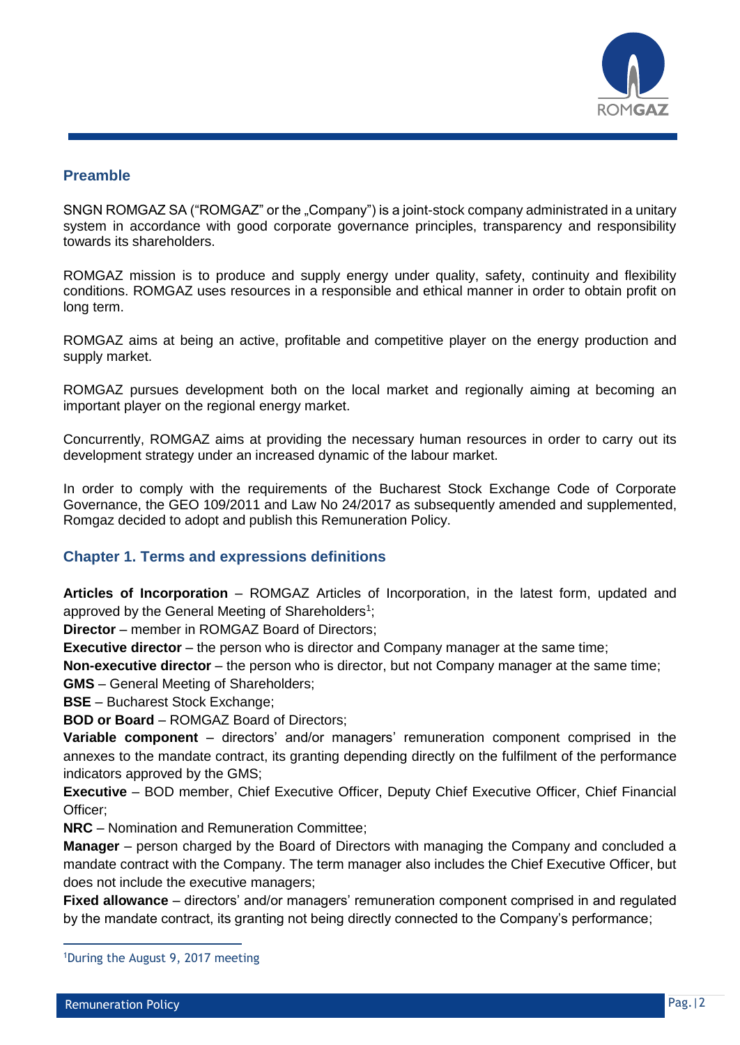## Preamble

SNGN ROMGAZ SA ("ROMGAZ" or the „Company") is a joint-stock company administrated in a unitary system in accordance with good corporate governance principles, transparency and responsibility towards its shareholders.

ROMGAZ mission is to produce and supply energy under quality, safety, continuity and flexibility conditions. ROMGAZ uses resources in a responsible and ethical manner in order to obtain profit on long term.

ROMGAZ aims at being an active, profitable and competitive player on the energy production and supply market.

ROMGAZ pursues development both on the local market and regionally aiming at becoming an important player on the regional energy market.

Concurrently, ROMGAZ aims at providing the necessary human resources in order to carry out its development strategy under an increased dynamic of the labour market.

In order to comply with the requirements of the Bucharest Stock Exchange Code of Corporate Governance, the GEO 109/2011 and Law No 24/2017 as subsequently amended and supplemented, Romgaz decided to adopt and publish this Remuneration Policy.

## Chapter 1. Terms and expressions definitions

**Articles of Incorporation** – ROMGAZ Articles of Incorporation, in the latest form, updated and approved by the General Meeting of Shareholders[1];

**Director** – member in ROMGAZ Board of Directors;

**Executive director** – the person who is director and Company manager at the same time;

**Non-executive director** – the person who is director, but not Company manager at the same time;

**GMS** – General Meeting of Shareholders;

**BSE** – Bucharest Stock Exchange;

**BOD or Board** – ROMGAZ Board of Directors;

**Variable component** – directors' and/or managers' remuneration component comprised in the annexes to the mandate contract, its granting depending directly on the fulfilment of the performance indicators approved by the GMS;

**Executive** – BOD member, Chief Executive Officer, Deputy Chief Executive Officer, Chief Financial Officer;

**NRC** – Nomination and Remuneration Committee;

**Manager** – person charged by the Board of Directors with managing the Company and concluded a mandate contract with the Company. The term manager also includes the Chief Executive Officer, but does not include the executive managers;

**Fixed allowance** – directors' and/or managers' remuneration component comprised in and regulated by the mandate contract, its granting not being directly connected to the Company's performance;

[1] During the August 9, 2017 meeting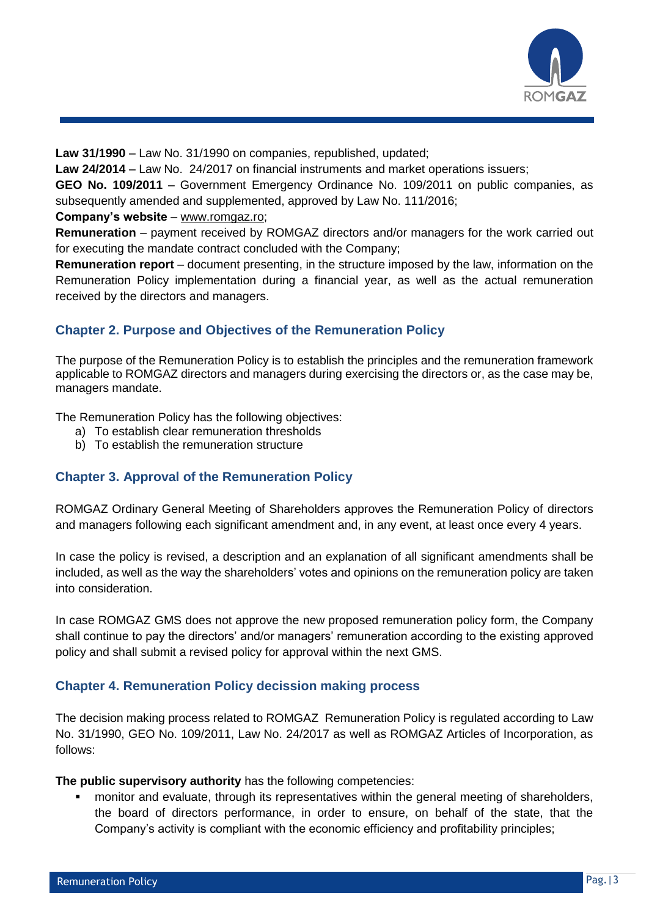**Law 31/1990** – Law No. 31/1990 on companies, republished, updated;
**Law 24/2014** – Law No. 24/2017 on financial instruments and market operations issuers;
**GEO No. 109/2011** – Government Emergency Ordinance No. 109/2011 on public companies, as subsequently amended and supplemented, approved by Law No. 111/2016;
**Company's website** – www.romgaz.ro;
**Remuneration** – payment received by ROMGAZ directors and/or managers for the work carried out for executing the mandate contract concluded with the Company;
**Remuneration report** – document presenting, in the structure imposed by the law, information on the Remuneration Policy implementation during a financial year, as well as the actual remuneration received by the directors and managers.

## Chapter 2. Purpose and Objectives of the Remuneration Policy

The purpose of the Remuneration Policy is to establish the principles and the remuneration framework applicable to ROMGAZ directors and managers during exercising the directors or, as the case may be, managers mandate.

The Remuneration Policy has the following objectives:

a) To establish clear remuneration thresholds
b) To establish the remuneration structure

## Chapter 3. Approval of the Remuneration Policy

ROMGAZ Ordinary General Meeting of Shareholders approves the Remuneration Policy of directors and managers following each significant amendment and, in any event, at least once every 4 years.

In case the policy is revised, a description and an explanation of all significant amendments shall be included, as well as the way the shareholders' votes and opinions on the remuneration policy are taken into consideration.

In case ROMGAZ GMS does not approve the new proposed remuneration policy form, the Company shall continue to pay the directors' and/or managers' remuneration according to the existing approved policy and shall submit a revised policy for approval within the next GMS.

## Chapter 4. Remuneration Policy decission making process

The decision making process related to ROMGAZ Remuneration Policy is regulated according to Law No. 31/1990, GEO No. 109/2011, Law No. 24/2017 as well as ROMGAZ Articles of Incorporation, as follows:

**The public supervisory authority** has the following competencies:

- monitor and evaluate, through its representatives within the general meeting of shareholders, the board of directors performance, in order to ensure, on behalf of the state, that the Company's activity is compliant with the economic efficiency and profitability principles;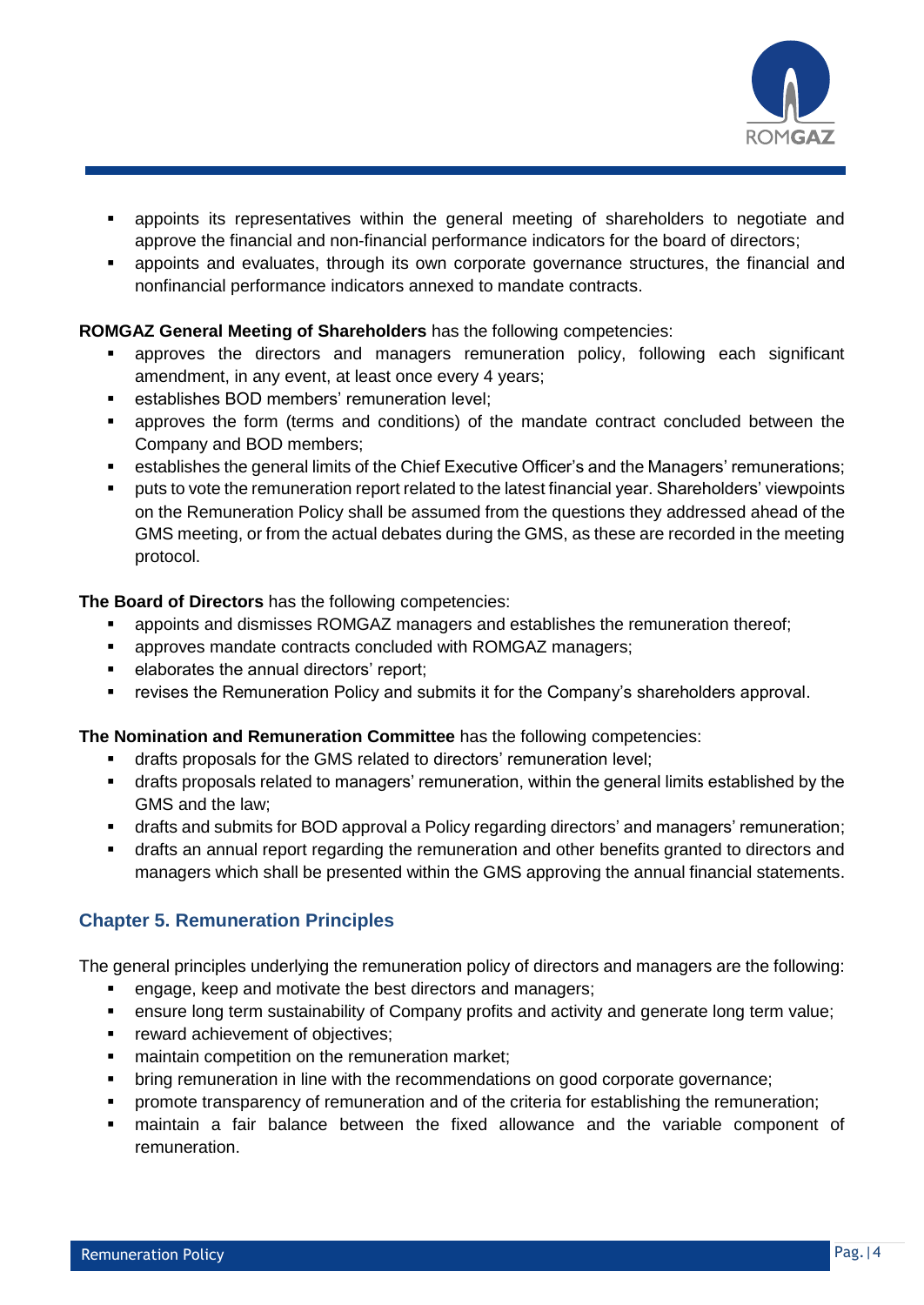- appoints its representatives within the general meeting of shareholders to negotiate and approve the financial and non-financial performance indicators for the board of directors;
- appoints and evaluates, through its own corporate governance structures, the financial and nonfinancial performance indicators annexed to mandate contracts.

**ROMGAZ General Meeting of Shareholders** has the following competencies:

- approves the directors and managers remuneration policy, following each significant amendment, in any event, at least once every 4 years;
- establishes BOD members' remuneration level;
- approves the form (terms and conditions) of the mandate contract concluded between the Company and BOD members;
- establishes the general limits of the Chief Executive Officer's and the Managers' remunerations;
- puts to vote the remuneration report related to the latest financial year. Shareholders' viewpoints on the Remuneration Policy shall be assumed from the questions they addressed ahead of the GMS meeting, or from the actual debates during the GMS, as these are recorded in the meeting protocol.

**The Board of Directors** has the following competencies:

- appoints and dismisses ROMGAZ managers and establishes the remuneration thereof;
- approves mandate contracts concluded with ROMGAZ managers;
- elaborates the annual directors' report;
- revises the Remuneration Policy and submits it for the Company's shareholders approval.

**The Nomination and Remuneration Committee** has the following competencies:

- drafts proposals for the GMS related to directors' remuneration level;
- drafts proposals related to managers' remuneration, within the general limits established by the GMS and the law;
- drafts and submits for BOD approval a Policy regarding directors' and managers' remuneration;
- drafts an annual report regarding the remuneration and other benefits granted to directors and managers which shall be presented within the GMS approving the annual financial statements.

## Chapter 5. Remuneration Principles

The general principles underlying the remuneration policy of directors and managers are the following:

- engage, keep and motivate the best directors and managers;
- ensure long term sustainability of Company profits and activity and generate long term value;
- reward achievement of objectives;
- maintain competition on the remuneration market;
- bring remuneration in line with the recommendations on good corporate governance;
- promote transparency of remuneration and of the criteria for establishing the remuneration;
- maintain a fair balance between the fixed allowance and the variable component of remuneration.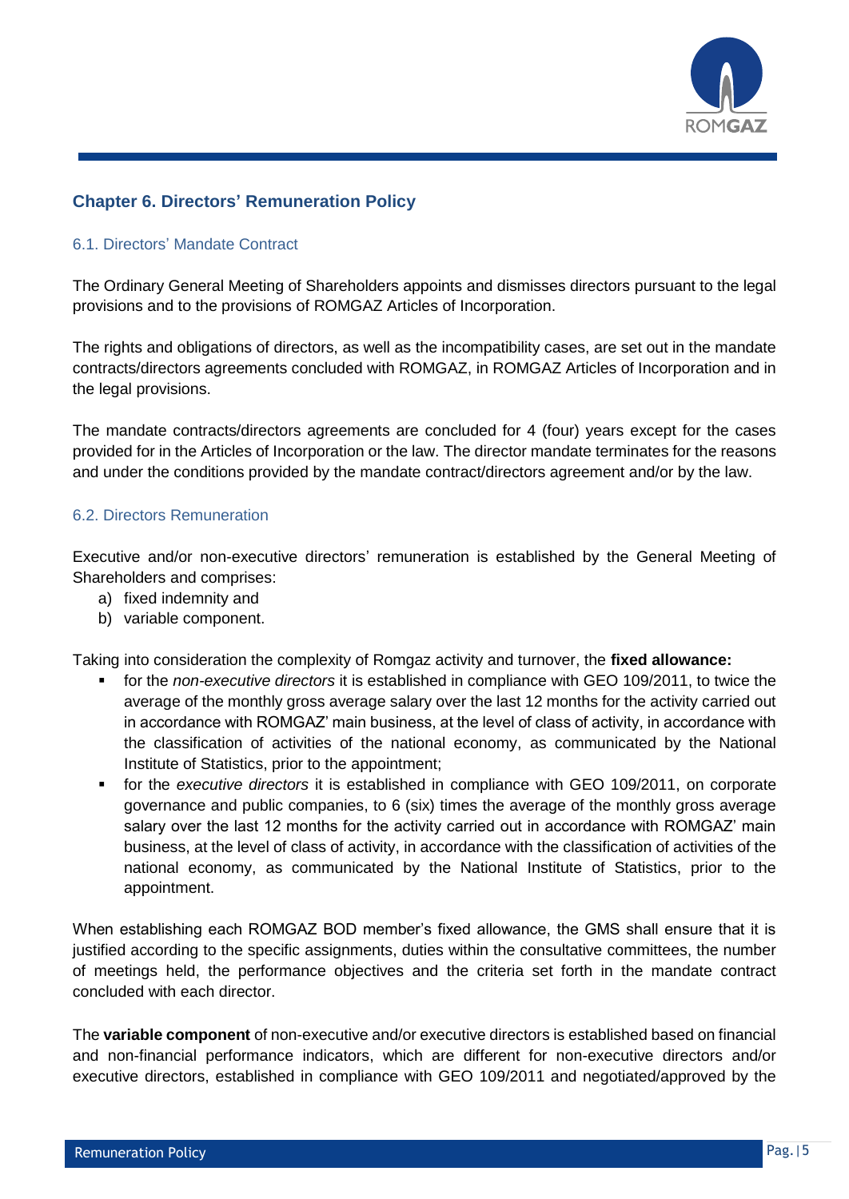## Chapter 6. Directors' Remuneration Policy

### 6.1. Directors' Mandate Contract

The Ordinary General Meeting of Shareholders appoints and dismisses directors pursuant to the legal provisions and to the provisions of ROMGAZ Articles of Incorporation.

The rights and obligations of directors, as well as the incompatibility cases, are set out in the mandate contracts/directors agreements concluded with ROMGAZ, in ROMGAZ Articles of Incorporation and in the legal provisions.

The mandate contracts/directors agreements are concluded for 4 (four) years except for the cases provided for in the Articles of Incorporation or the law. The director mandate terminates for the reasons and under the conditions provided by the mandate contract/directors agreement and/or by the law.

### 6.2. Directors Remuneration

Executive and/or non-executive directors' remuneration is established by the General Meeting of Shareholders and comprises:

a) fixed indemnity and
b) variable component.

Taking into consideration the complexity of Romgaz activity and turnover, the **fixed allowance:**

- for the *non-executive directors* it is established in compliance with GEO 109/2011, to twice the average of the monthly gross average salary over the last 12 months for the activity carried out in accordance with ROMGAZ' main business, at the level of class of activity, in accordance with the classification of activities of the national economy, as communicated by the National Institute of Statistics, prior to the appointment;
- for the *executive directors* it is established in compliance with GEO 109/2011, on corporate governance and public companies, to 6 (six) times the average of the monthly gross average salary over the last 12 months for the activity carried out in accordance with ROMGAZ' main business, at the level of class of activity, in accordance with the classification of activities of the national economy, as communicated by the National Institute of Statistics, prior to the appointment.

When establishing each ROMGAZ BOD member's fixed allowance, the GMS shall ensure that it is justified according to the specific assignments, duties within the consultative committees, the number of meetings held, the performance objectives and the criteria set forth in the mandate contract concluded with each director.

The **variable component** of non-executive and/or executive directors is established based on financial and non-financial performance indicators, which are different for non-executive directors and/or executive directors, established in compliance with GEO 109/2011 and negotiated/approved by the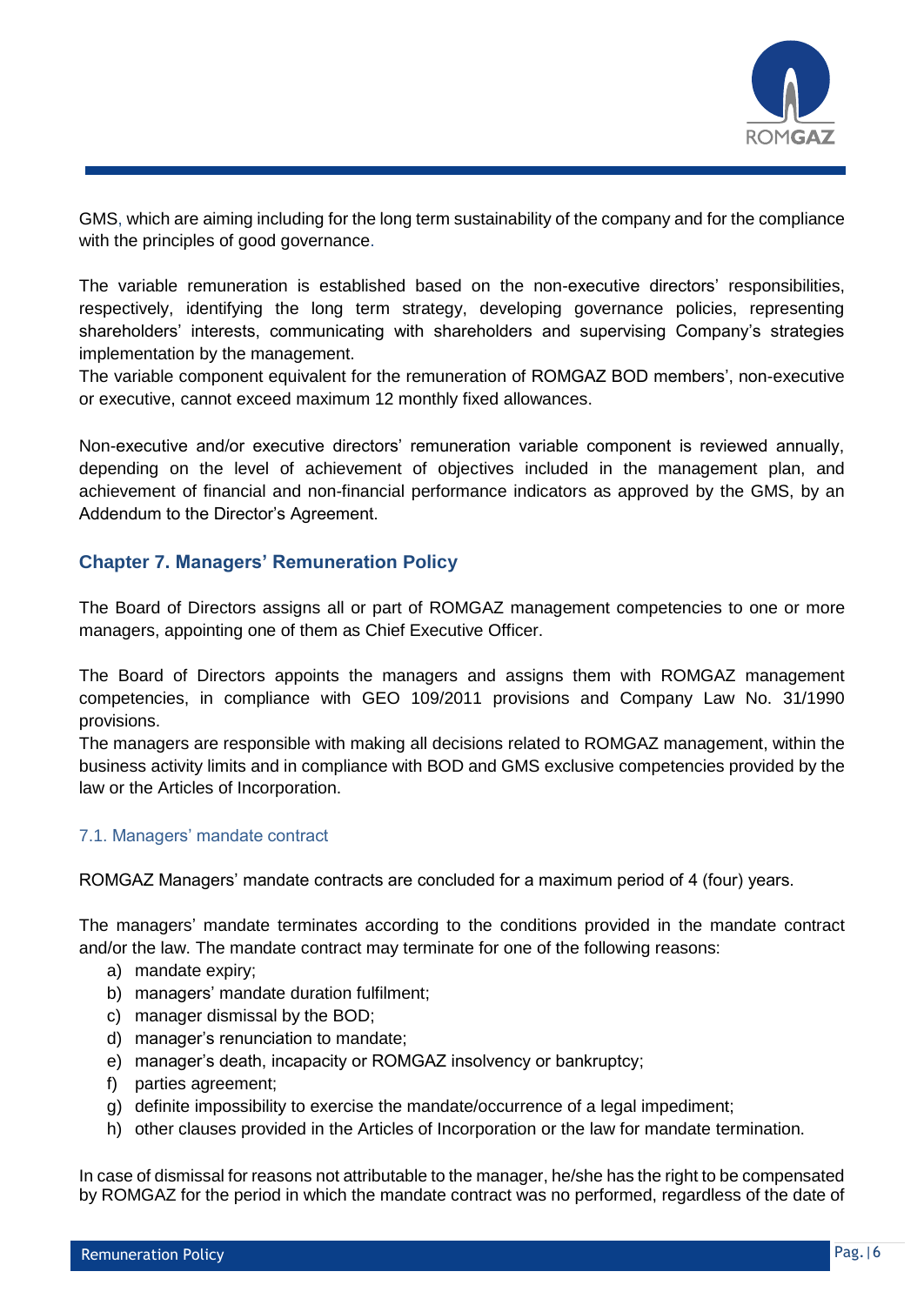GMS, which are aiming including for the long term sustainability of the company and for the compliance with the principles of good governance.

The variable remuneration is established based on the non-executive directors' responsibilities, respectively, identifying the long term strategy, developing governance policies, representing shareholders' interests, communicating with shareholders and supervising Company's strategies implementation by the management.

The variable component equivalent for the remuneration of ROMGAZ BOD members', non-executive or executive, cannot exceed maximum 12 monthly fixed allowances.

Non-executive and/or executive directors' remuneration variable component is reviewed annually, depending on the level of achievement of objectives included in the management plan, and achievement of financial and non-financial performance indicators as approved by the GMS, by an Addendum to the Director's Agreement.

## Chapter 7. Managers' Remuneration Policy

The Board of Directors assigns all or part of ROMGAZ management competencies to one or more managers, appointing one of them as Chief Executive Officer.

The Board of Directors appoints the managers and assigns them with ROMGAZ management competencies, in compliance with GEO 109/2011 provisions and Company Law No. 31/1990 provisions.

The managers are responsible with making all decisions related to ROMGAZ management, within the business activity limits and in compliance with BOD and GMS exclusive competencies provided by the law or the Articles of Incorporation.

### 7.1. Managers' mandate contract

ROMGAZ Managers' mandate contracts are concluded for a maximum period of 4 (four) years.

The managers' mandate terminates according to the conditions provided in the mandate contract and/or the law. The mandate contract may terminate for one of the following reasons:

a) mandate expiry;
b) managers' mandate duration fulfilment;
c) manager dismissal by the BOD;
d) manager's renunciation to mandate;
e) manager's death, incapacity or ROMGAZ insolvency or bankruptcy;
f) parties agreement;
g) definite impossibility to exercise the mandate/occurrence of a legal impediment;
h) other clauses provided in the Articles of Incorporation or the law for mandate termination.

In case of dismissal for reasons not attributable to the manager, he/she has the right to be compensated by ROMGAZ for the period in which the mandate contract was no performed, regardless of the date of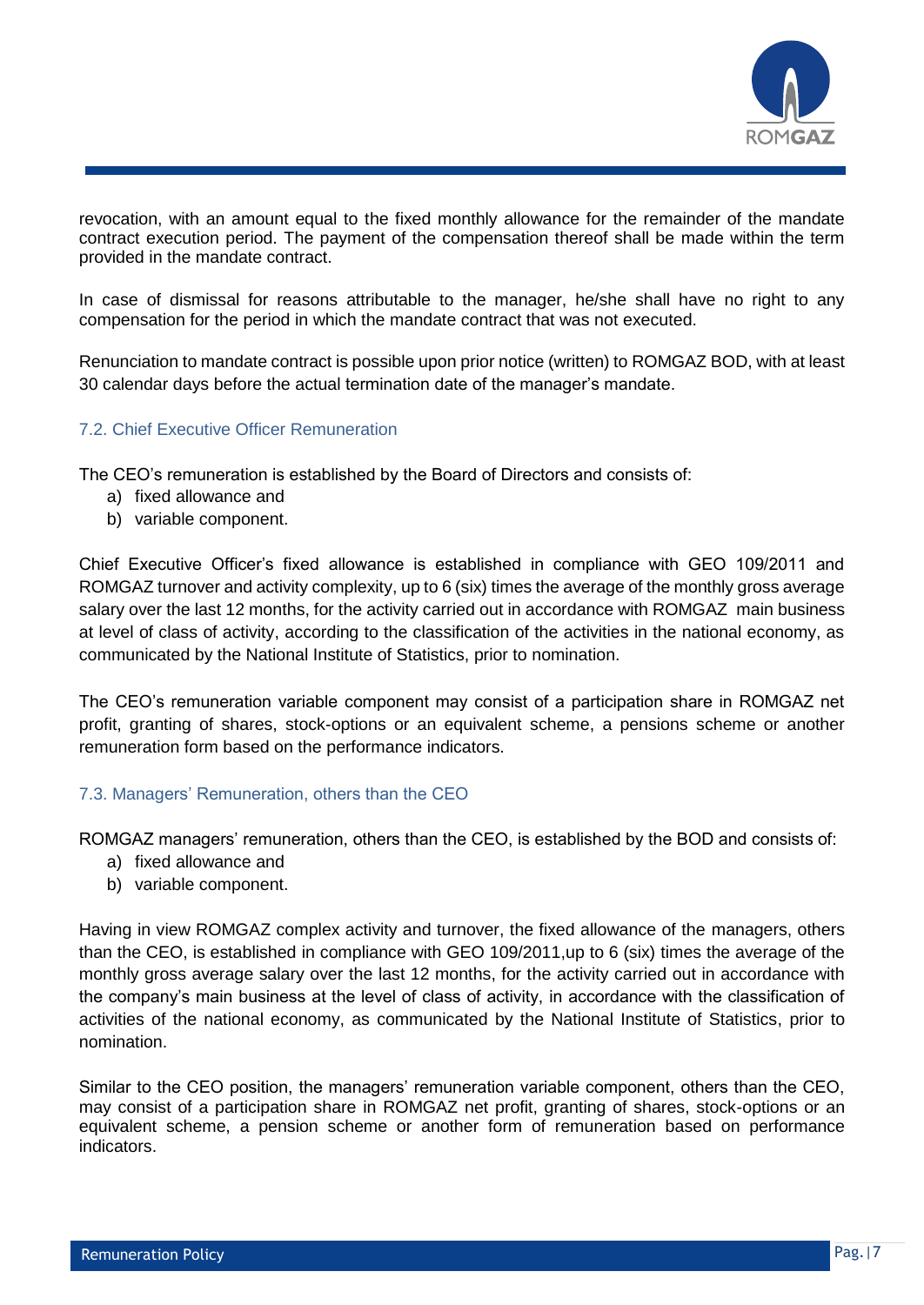revocation, with an amount equal to the fixed monthly allowance for the remainder of the mandate contract execution period. The payment of the compensation thereof shall be made within the term provided in the mandate contract.

In case of dismissal for reasons attributable to the manager, he/she shall have no right to any compensation for the period in which the mandate contract that was not executed.

Renunciation to mandate contract is possible upon prior notice (written) to ROMGAZ BOD, with at least 30 calendar days before the actual termination date of the manager's mandate.

### 7.2. Chief Executive Officer Remuneration

The CEO's remuneration is established by the Board of Directors and consists of:

a) fixed allowance and
b) variable component.

Chief Executive Officer's fixed allowance is established in compliance with GEO 109/2011 and ROMGAZ turnover and activity complexity, up to 6 (six) times the average of the monthly gross average salary over the last 12 months, for the activity carried out in accordance with ROMGAZ main business at level of class of activity, according to the classification of the activities in the national economy, as communicated by the National Institute of Statistics, prior to nomination.

The CEO's remuneration variable component may consist of a participation share in ROMGAZ net profit, granting of shares, stock-options or an equivalent scheme, a pensions scheme or another remuneration form based on the performance indicators.

### 7.3. Managers' Remuneration, others than the CEO

ROMGAZ managers' remuneration, others than the CEO, is established by the BOD and consists of:

a) fixed allowance and
b) variable component.

Having in view ROMGAZ complex activity and turnover, the fixed allowance of the managers, others than the CEO, is established in compliance with GEO 109/2011,up to 6 (six) times the average of the monthly gross average salary over the last 12 months, for the activity carried out in accordance with the company's main business at the level of class of activity, in accordance with the classification of activities of the national economy, as communicated by the National Institute of Statistics, prior to nomination.

Similar to the CEO position, the managers' remuneration variable component, others than the CEO, may consist of a participation share in ROMGAZ net profit, granting of shares, stock-options or an equivalent scheme, a pension scheme or another form of remuneration based on performance indicators.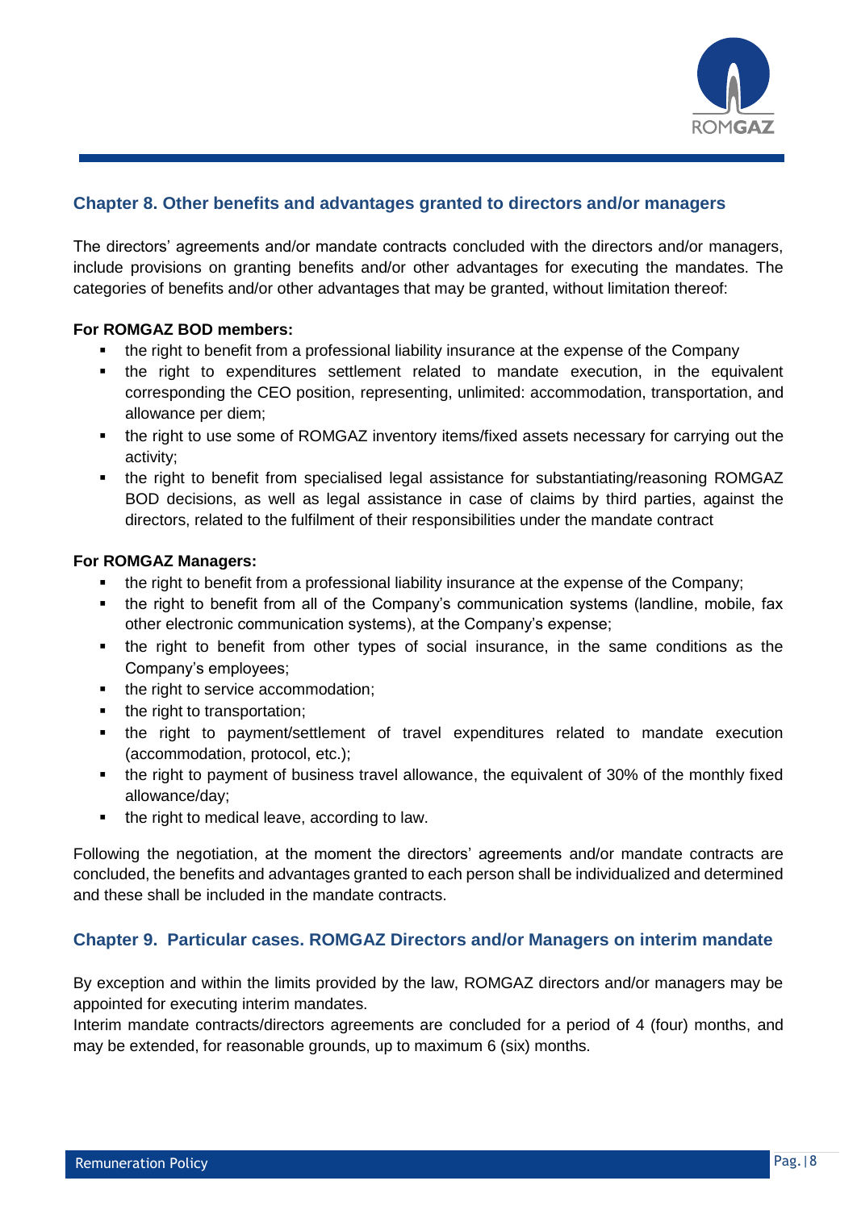## Chapter 8. Other benefits and advantages granted to directors and/or managers

The directors' agreements and/or mandate contracts concluded with the directors and/or managers, include provisions on granting benefits and/or other advantages for executing the mandates. The categories of benefits and/or other advantages that may be granted, without limitation thereof:

**For ROMGAZ BOD members:**

- the right to benefit from a professional liability insurance at the expense of the Company
- the right to expenditures settlement related to mandate execution, in the equivalent corresponding the CEO position, representing, unlimited: accommodation, transportation, and allowance per diem;
- the right to use some of ROMGAZ inventory items/fixed assets necessary for carrying out the activity;
- the right to benefit from specialised legal assistance for substantiating/reasoning ROMGAZ BOD decisions, as well as legal assistance in case of claims by third parties, against the directors, related to the fulfilment of their responsibilities under the mandate contract

**For ROMGAZ Managers:**

- the right to benefit from a professional liability insurance at the expense of the Company;
- the right to benefit from all of the Company's communication systems (landline, mobile, fax other electronic communication systems), at the Company's expense;
- the right to benefit from other types of social insurance, in the same conditions as the Company's employees;
- the right to service accommodation;
- the right to transportation;
- the right to payment/settlement of travel expenditures related to mandate execution (accommodation, protocol, etc.);
- the right to payment of business travel allowance, the equivalent of 30% of the monthly fixed allowance/day;
- the right to medical leave, according to law.

Following the negotiation, at the moment the directors' agreements and/or mandate contracts are concluded, the benefits and advantages granted to each person shall be individualized and determined and these shall be included in the mandate contracts.

## Chapter 9. Particular cases. ROMGAZ Directors and/or Managers on interim mandate

By exception and within the limits provided by the law, ROMGAZ directors and/or managers may be appointed for executing interim mandates.

Interim mandate contracts/directors agreements are concluded for a period of 4 (four) months, and may be extended, for reasonable grounds, up to maximum 6 (six) months.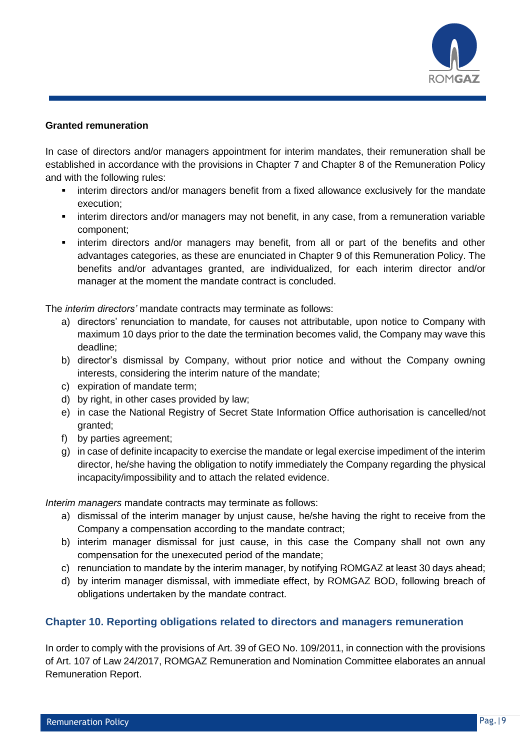**Granted remuneration**

In case of directors and/or managers appointment for interim mandates, their remuneration shall be established in accordance with the provisions in Chapter 7 and Chapter 8 of the Remuneration Policy and with the following rules:

- interim directors and/or managers benefit from a fixed allowance exclusively for the mandate execution;
- interim directors and/or managers may not benefit, in any case, from a remuneration variable component;
- interim directors and/or managers may benefit, from all or part of the benefits and other advantages categories, as these are enunciated in Chapter 9 of this Remuneration Policy. The benefits and/or advantages granted, are individualized, for each interim director and/or manager at the moment the mandate contract is concluded.

The *interim directors'* mandate contracts may terminate as follows:

a) directors' renunciation to mandate, for causes not attributable, upon notice to Company with maximum 10 days prior to the date the termination becomes valid, the Company may wave this deadline;
b) director's dismissal by Company, without prior notice and without the Company owning interests, considering the interim nature of the mandate;
c) expiration of mandate term;
d) by right, in other cases provided by law;
e) in case the National Registry of Secret State Information Office authorisation is cancelled/not granted;
f) by parties agreement;
g) in case of definite incapacity to exercise the mandate or legal exercise impediment of the interim director, he/she having the obligation to notify immediately the Company regarding the physical incapacity/impossibility and to attach the related evidence.

*Interim managers* mandate contracts may terminate as follows:

a) dismissal of the interim manager by unjust cause, he/she having the right to receive from the Company a compensation according to the mandate contract;
b) interim manager dismissal for just cause, in this case the Company shall not own any compensation for the unexecuted period of the mandate;
c) renunciation to mandate by the interim manager, by notifying ROMGAZ at least 30 days ahead;
d) by interim manager dismissal, with immediate effect, by ROMGAZ BOD, following breach of obligations undertaken by the mandate contract.

## Chapter 10. Reporting obligations related to directors and managers remuneration

In order to comply with the provisions of Art. 39 of GEO No. 109/2011, in connection with the provisions of Art. 107 of Law 24/2017, ROMGAZ Remuneration and Nomination Committee elaborates an annual Remuneration Report.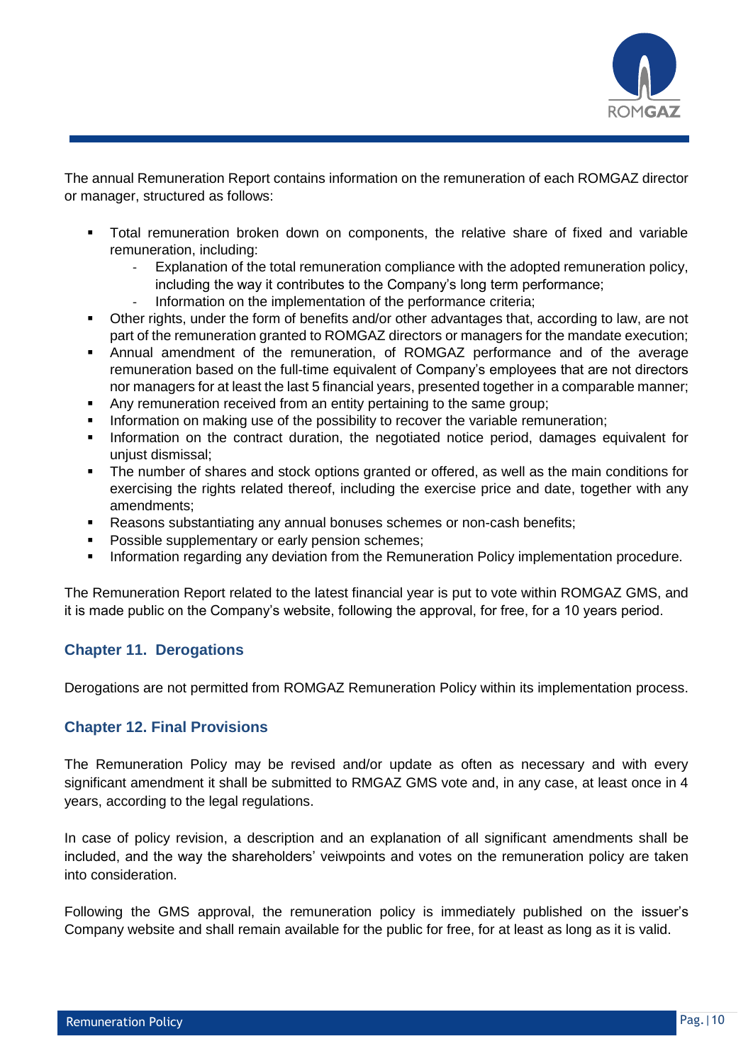The annual Remuneration Report contains information on the remuneration of each ROMGAZ director or manager, structured as follows:

- Total remuneration broken down on components, the relative share of fixed and variable remuneration, including:
  - Explanation of the total remuneration compliance with the adopted remuneration policy, including the way it contributes to the Company's long term performance;
  - Information on the implementation of the performance criteria;
- Other rights, under the form of benefits and/or other advantages that, according to law, are not part of the remuneration granted to ROMGAZ directors or managers for the mandate execution;
- Annual amendment of the remuneration, of ROMGAZ performance and of the average remuneration based on the full-time equivalent of Company's employees that are not directors nor managers for at least the last 5 financial years, presented together in a comparable manner;
- Any remuneration received from an entity pertaining to the same group;
- Information on making use of the possibility to recover the variable remuneration;
- Information on the contract duration, the negotiated notice period, damages equivalent for unjust dismissal;
- The number of shares and stock options granted or offered, as well as the main conditions for exercising the rights related thereof, including the exercise price and date, together with any amendments;
- Reasons substantiating any annual bonuses schemes or non-cash benefits;
- Possible supplementary or early pension schemes;
- Information regarding any deviation from the Remuneration Policy implementation procedure.

The Remuneration Report related to the latest financial year is put to vote within ROMGAZ GMS, and it is made public on the Company's website, following the approval, for free, for a 10 years period.

## Chapter 11. Derogations

Derogations are not permitted from ROMGAZ Remuneration Policy within its implementation process.

## Chapter 12. Final Provisions

The Remuneration Policy may be revised and/or update as often as necessary and with every significant amendment it shall be submitted to RMGAZ GMS vote and, in any case, at least once in 4 years, according to the legal regulations.

In case of policy revision, a description and an explanation of all significant amendments shall be included, and the way the shareholders' veiwpoints and votes on the remuneration policy are taken into consideration.

Following the GMS approval, the remuneration policy is immediately published on the issuer's Company website and shall remain available for the public for free, for at least as long as it is valid.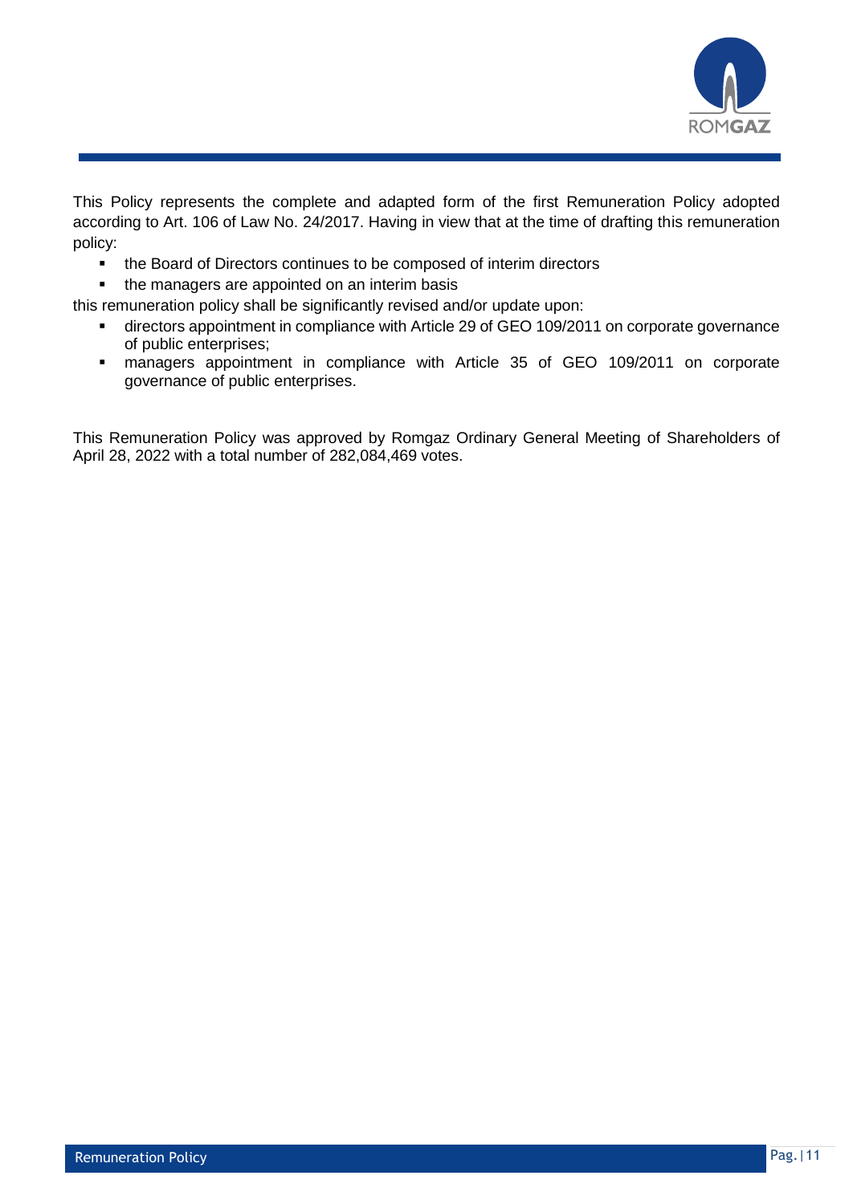This Policy represents the complete and adapted form of the first Remuneration Policy adopted according to Art. 106 of Law No. 24/2017. Having in view that at the time of drafting this remuneration policy:

- the Board of Directors continues to be composed of interim directors
- the managers are appointed on an interim basis

this remuneration policy shall be significantly revised and/or update upon:

- directors appointment in compliance with Article 29 of GEO 109/2011 on corporate governance of public enterprises;
- managers appointment in compliance with Article 35 of GEO 109/2011 on corporate governance of public enterprises.

This Remuneration Policy was approved by Romgaz Ordinary General Meeting of Shareholders of April 28, 2022 with a total number of 282,084,469 votes.